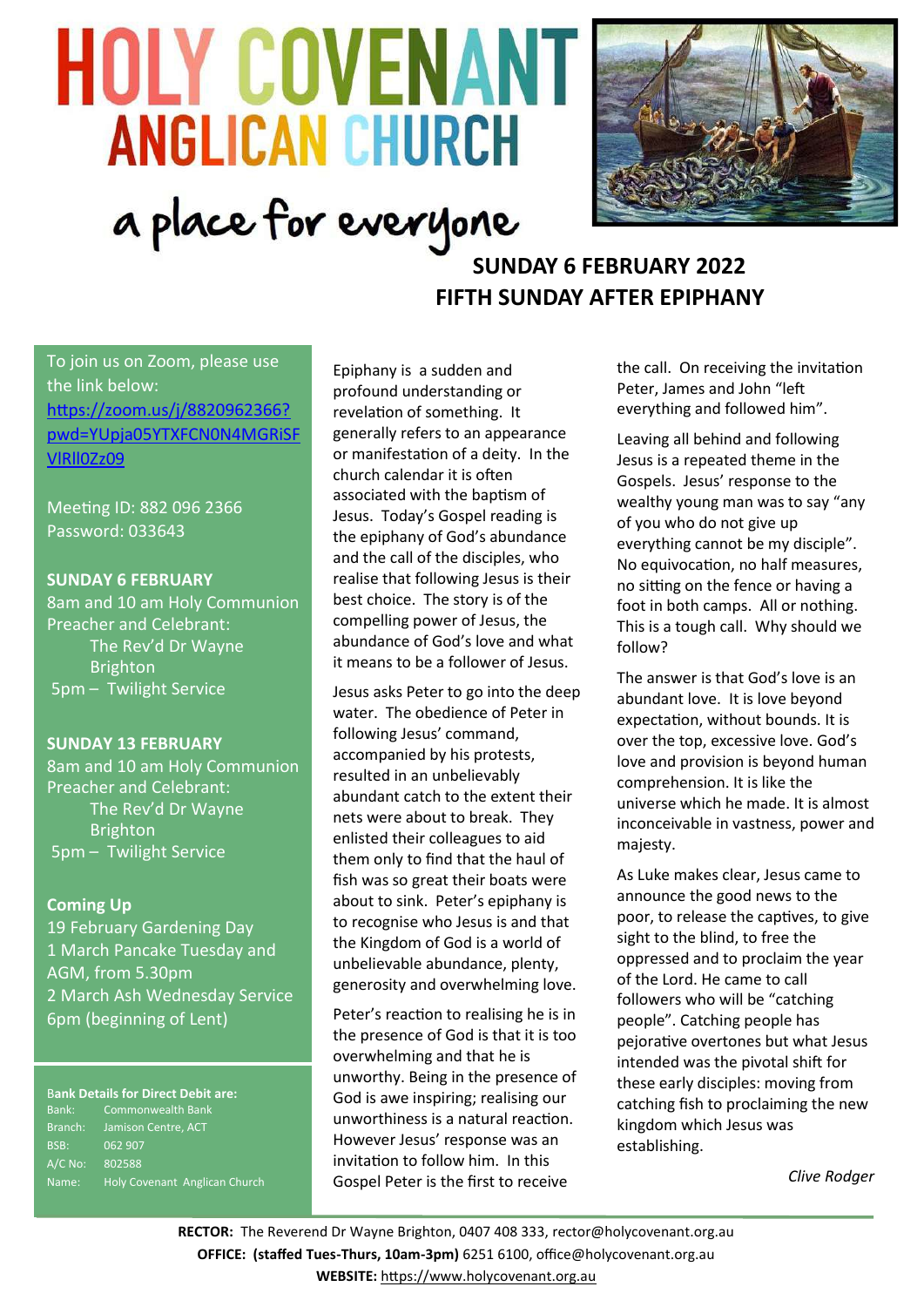# HOLY COVENANT ANGLICAN CHURCH

a place for everyone

## SUNDAY 6 FEBRUARY 2022
## FIFTH SUNDAY AFTER EPIPHANY

To join us on Zoom, please use the link below:
https://zoom.us/j/8820962366?pwd=YUpja05YTXFCN0N4MGRiSFVIRlI0Zz09

Meeting ID: 882 096 2366
Password: 033643

**SUNDAY 6 FEBRUARY**
8am and 10 am Holy Communion
Preacher and Celebrant:
The Rev'd Dr Wayne Brighton
5pm – Twilight Service

**SUNDAY 13 FEBRUARY**
8am and 10 am Holy Communion
Preacher and Celebrant:
The Rev'd Dr Wayne Brighton
5pm – Twilight Service

**Coming Up**
19 February Gardening Day
1 March Pancake Tuesday and AGM, from 5.30pm
2 March Ash Wednesday Service 6pm (beginning of Lent)

**Bank Details for Direct Debit are:**

| | |
|---|---|
| Bank: | Commonwealth Bank |
| Branch: | Jamison Centre, ACT |
| BSB: | 062 907 |
| A/C No: | 802588 |
| Name: | Holy Covenant Anglican Church |

Epiphany is a sudden and profound understanding or revelation of something. It generally refers to an appearance or manifestation of a deity. In the church calendar it is often associated with the baptism of Jesus. Today's Gospel reading is the epiphany of God's abundance and the call of the disciples, who realise that following Jesus is their best choice. The story is of the compelling power of Jesus, the abundance of God's love and what it means to be a follower of Jesus.

Jesus asks Peter to go into the deep water. The obedience of Peter in following Jesus' command, accompanied by his protests, resulted in an unbelievably abundant catch to the extent their nets were about to break. They enlisted their colleagues to aid them only to find that the haul of fish was so great their boats were about to sink. Peter's epiphany is to recognise who Jesus is and that the Kingdom of God is a world of unbelievable abundance, plenty, generosity and overwhelming love.

Peter's reaction to realising he is in the presence of God is that it is too overwhelming and that he is unworthy. Being in the presence of God is awe inspiring; realising our unworthiness is a natural reaction. However Jesus' response was an invitation to follow him. In this Gospel Peter is the first to receive the call. On receiving the invitation Peter, James and John "left everything and followed him".

Leaving all behind and following Jesus is a repeated theme in the Gospels. Jesus' response to the wealthy young man was to say "any of you who do not give up everything cannot be my disciple". No equivocation, no half measures, no sitting on the fence or having a foot in both camps. All or nothing. This is a tough call. Why should we follow?

The answer is that God's love is an abundant love. It is love beyond expectation, without bounds. It is over the top, excessive love. God's love and provision is beyond human comprehension. It is like the universe which he made. It is almost inconceivable in vastness, power and majesty.

As Luke makes clear, Jesus came to announce the good news to the poor, to release the captives, to give sight to the blind, to free the oppressed and to proclaim the year of the Lord. He came to call followers who will be "catching people". Catching people has pejorative overtones but what Jesus intended was the pivotal shift for these early disciples: moving from catching fish to proclaiming the new kingdom which Jesus was establishing.

*Clive Rodger*

**RECTOR:** The Reverend Dr Wayne Brighton, 0407 408 333, rector@holycovenant.org.au
**OFFICE: (staffed Tues-Thurs, 10am-3pm)** 6251 6100, office@holycovenant.org.au
**WEBSITE:** https://www.holycovenant.org.au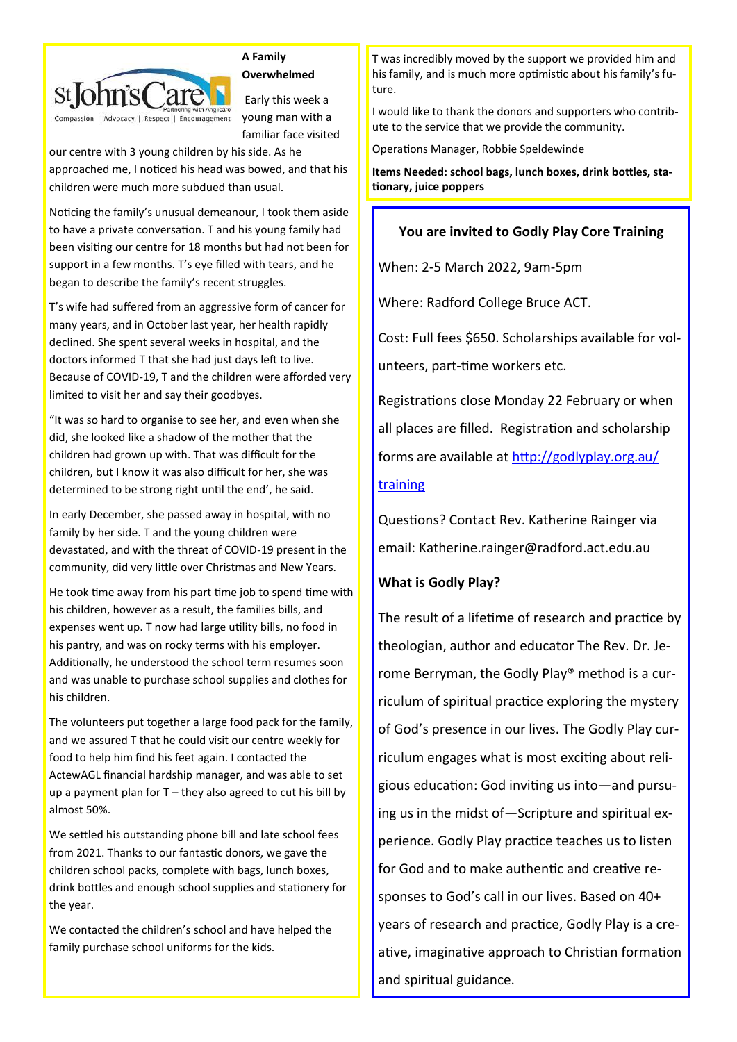St John's Care
Compassion | Advocacy | Respect | Encouragement
Partnering with Anglicare

## A Family Overwhelmed

Early this week a young man with a familiar face visited our centre with 3 young children by his side. As he approached me, I noticed his head was bowed, and that his children were much more subdued than usual.

Noticing the family's unusual demeanour, I took them aside to have a private conversation. T and his young family had been visiting our centre for 18 months but had not been for support in a few months. T's eye filled with tears, and he began to describe the family's recent struggles.

T's wife had suffered from an aggressive form of cancer for many years, and in October last year, her health rapidly declined. She spent several weeks in hospital, and the doctors informed T that she had just days left to live. Because of COVID-19, T and the children were afforded very limited to visit her and say their goodbyes.

"It was so hard to organise to see her, and even when she did, she looked like a shadow of the mother that the children had grown up with. That was difficult for the children, but I know it was also difficult for her, she was determined to be strong right until the end', he said.

In early December, she passed away in hospital, with no family by her side. T and the young children were devastated, and with the threat of COVID-19 present in the community, did very little over Christmas and New Years.

He took time away from his part time job to spend time with his children, however as a result, the families bills, and expenses went up. T now had large utility bills, no food in his pantry, and was on rocky terms with his employer. Additionally, he understood the school term resumes soon and was unable to purchase school supplies and clothes for his children.

The volunteers put together a large food pack for the family, and we assured T that he could visit our centre weekly for food to help him find his feet again. I contacted the ActewAGL financial hardship manager, and was able to set up a payment plan for T – they also agreed to cut his bill by almost 50%.

We settled his outstanding phone bill and late school fees from 2021. Thanks to our fantastic donors, we gave the children school packs, complete with bags, lunch boxes, drink bottles and enough school supplies and stationery for the year.

We contacted the children's school and have helped the family purchase school uniforms for the kids.

T was incredibly moved by the support we provided him and his family, and is much more optimistic about his family's future.

I would like to thank the donors and supporters who contribute to the service that we provide the community.

Operations Manager, Robbie Speldewinde

**Items Needed: school bags, lunch boxes, drink bottles, stationary, juice poppers**

## You are invited to Godly Play Core Training

When: 2-5 March 2022, 9am-5pm

Where: Radford College Bruce ACT.

Cost: Full fees $650. Scholarships available for volunteers, part-time workers etc.

Registrations close Monday 22 February or when all places are filled. Registration and scholarship forms are available at http://godlyplay.org.au/training

Questions? Contact Rev. Katherine Rainger via email: Katherine.rainger@radford.act.edu.au

**What is Godly Play?**

The result of a lifetime of research and practice by theologian, author and educator The Rev. Dr. Jerome Berryman, the Godly Play® method is a curriculum of spiritual practice exploring the mystery of God's presence in our lives. The Godly Play curriculum engages what is most exciting about religious education: God inviting us into—and pursuing us in the midst of—Scripture and spiritual experience. Godly Play practice teaches us to listen for God and to make authentic and creative responses to God's call in our lives. Based on 40+ years of research and practice, Godly Play is a creative, imaginative approach to Christian formation and spiritual guidance.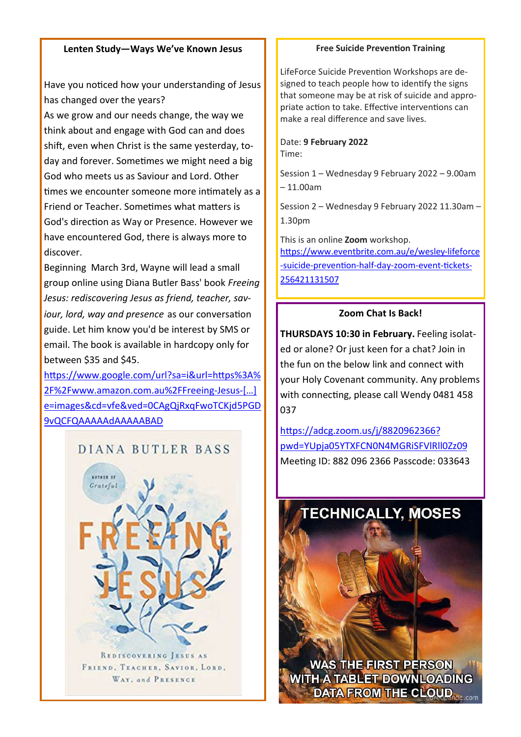### Lenten Study—Ways We've Known Jesus

Have you noticed how your understanding of Jesus has changed over the years?

As we grow and our needs change, the way we think about and engage with God can and does shift, even when Christ is the same yesterday, today and forever. Sometimes we might need a big God who meets us as Saviour and Lord. Other times we encounter someone more intimately as a Friend or Teacher. Sometimes what matters is God's direction as Way or Presence. However we have encountered God, there is always more to discover.

Beginning March 3rd, Wayne will lead a small group online using Diana Butler Bass' book *Freeing Jesus: rediscovering Jesus as friend, teacher, saviour, lord, way and presence* as our conversation guide. Let him know you'd be interest by SMS or email. The book is available in hardcopy only for between $35 and $45.

https://www.google.com/url?sa=i&url=https%3A%2F%2Fwww.amazon.com.au%2FFreeing-Jesus-[...]e=images&cd=vfe&ved=0CAgQjRxqFwoTCKjd5PGD9vQCFQAAAAAdAAAAABAD

### Free Suicide Prevention Training

LifeForce Suicide Prevention Workshops are designed to teach people how to identify the signs that someone may be at risk of suicide and appropriate action to take. Effective interventions can make a real difference and save lives.

Date: **9 February 2022**

Time:

Session 1 – Wednesday 9 February 2022 – 9.00am – 11.00am

Session 2 – Wednesday 9 February 2022 11.30am – 1.30pm

This is an online **Zoom** workshop.

https://www.eventbrite.com.au/e/wesley-lifeforce-suicide-prevention-half-day-zoom-event-tickets-256421131507

### Zoom Chat Is Back!

**THURSDAYS 10:30 in February.** Feeling isolated or alone? Or just keen for a chat? Join in the fun on the below link and connect with your Holy Covenant community. Any problems with connecting, please call Wendy 0481 458 037

https://adcg.zoom.us/j/8820962366?pwd=YUpja05YTXFCN0N4MGRiSFVlRlI0Zz09

Meeting ID: 882 096 2366 Passcode: 033643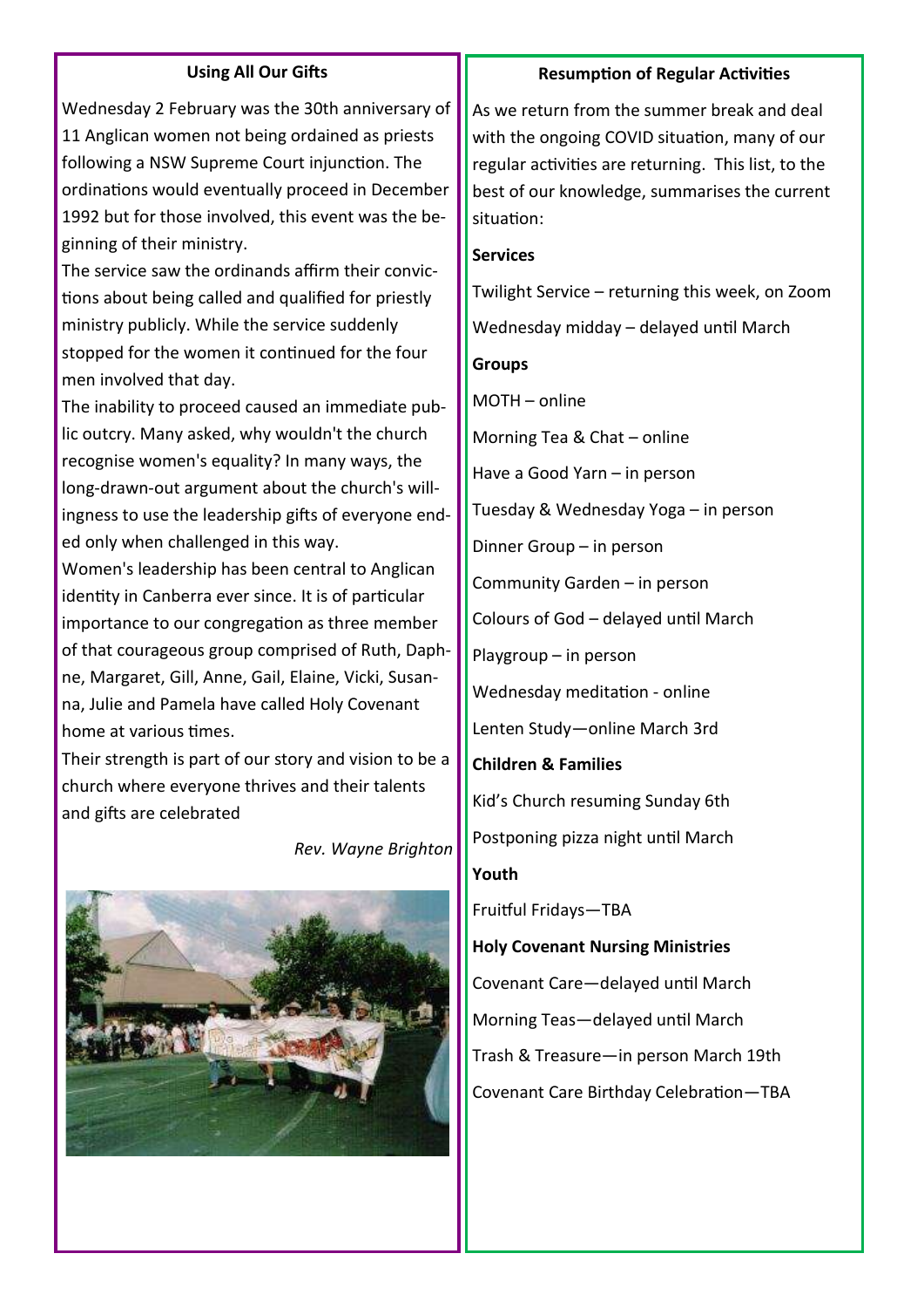## Using All Our Gifts

Wednesday 2 February was the 30th anniversary of 11 Anglican women not being ordained as priests following a NSW Supreme Court injunction. The ordinations would eventually proceed in December 1992 but for those involved, this event was the beginning of their ministry.

The service saw the ordinands affirm their convictions about being called and qualified for priestly ministry publicly. While the service suddenly stopped for the women it continued for the four men involved that day.

The inability to proceed caused an immediate public outcry. Many asked, why wouldn't the church recognise women's equality? In many ways, the long-drawn-out argument about the church's willingness to use the leadership gifts of everyone ended only when challenged in this way.

Women's leadership has been central to Anglican identity in Canberra ever since. It is of particular importance to our congregation as three member of that courageous group comprised of Ruth, Daphne, Margaret, Gill, Anne, Gail, Elaine, Vicki, Susanna, Julie and Pamela have called Holy Covenant home at various times.

Their strength is part of our story and vision to be a church where everyone thrives and their talents and gifts are celebrated

*Rev. Wayne Brighton*

## Resumption of Regular Activities

As we return from the summer break and deal with the ongoing COVID situation, many of our regular activities are returning. This list, to the best of our knowledge, summarises the current situation:

**Services**

Twilight Service – returning this week, on Zoom

Wednesday midday – delayed until March

**Groups**

MOTH – online

Morning Tea & Chat – online

Have a Good Yarn – in person

Tuesday & Wednesday Yoga – in person

Dinner Group – in person

Community Garden – in person

Colours of God – delayed until March

Playgroup – in person

Wednesday meditation - online

Lenten Study—online March 3rd

**Children & Families**

Kid's Church resuming Sunday 6th

Postponing pizza night until March

**Youth**

Fruitful Fridays—TBA

**Holy Covenant Nursing Ministries**

Covenant Care—delayed until March

Morning Teas—delayed until March

Trash & Treasure—in person March 19th

Covenant Care Birthday Celebration—TBA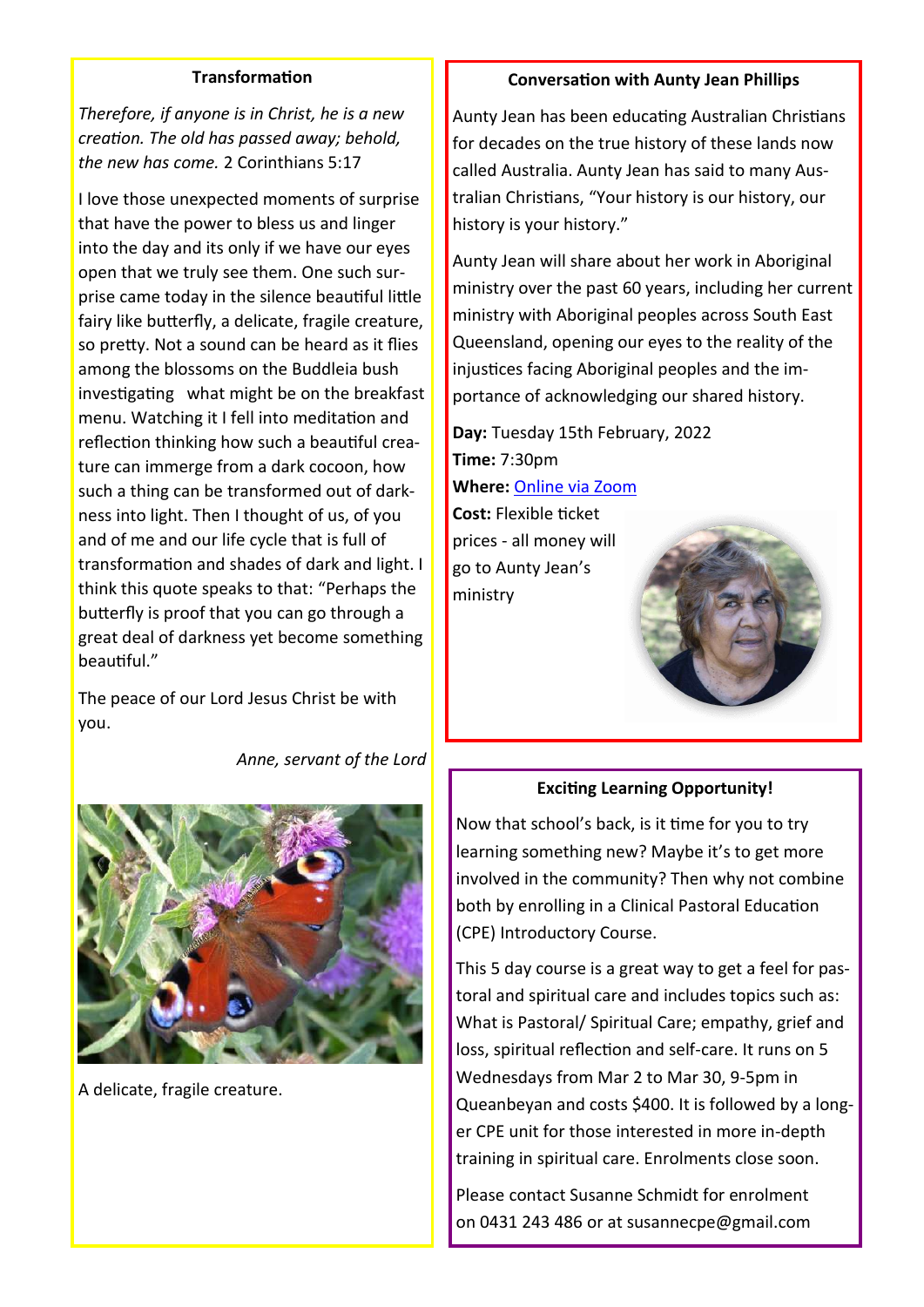## Transformation

*Therefore, if anyone is in Christ, he is a new creation. The old has passed away; behold, the new has come.* 2 Corinthians 5:17

I love those unexpected moments of surprise that have the power to bless us and linger into the day and its only if we have our eyes open that we truly see them. One such surprise came today in the silence beautiful little fairy like butterfly, a delicate, fragile creature, so pretty. Not a sound can be heard as it flies among the blossoms on the Buddleia bush investigating what might be on the breakfast menu. Watching it I fell into meditation and reflection thinking how such a beautiful creature can immerge from a dark cocoon, how such a thing can be transformed out of darkness into light. Then I thought of us, of you and of me and our life cycle that is full of transformation and shades of dark and light. I think this quote speaks to that: "Perhaps the butterfly is proof that you can go through a great deal of darkness yet become something beautiful."

The peace of our Lord Jesus Christ be with you.

*Anne, servant of the Lord*

A delicate, fragile creature.

## Conversation with Aunty Jean Phillips

Aunty Jean has been educating Australian Christians for decades on the true history of these lands now called Australia. Aunty Jean has said to many Australian Christians, "Your history is our history, our history is your history."

Aunty Jean will share about her work in Aboriginal ministry over the past 60 years, including her current ministry with Aboriginal peoples across South East Queensland, opening our eyes to the reality of the injustices facing Aboriginal peoples and the importance of acknowledging our shared history.

**Day:** Tuesday 15th February, 2022
**Time:** 7:30pm
**Where:** Online via Zoom
**Cost:** Flexible ticket prices - all money will go to Aunty Jean's ministry

## Exciting Learning Opportunity!

Now that school's back, is it time for you to try learning something new? Maybe it's to get more involved in the community? Then why not combine both by enrolling in a Clinical Pastoral Education (CPE) Introductory Course.

This 5 day course is a great way to get a feel for pastoral and spiritual care and includes topics such as: What is Pastoral/ Spiritual Care; empathy, grief and loss, spiritual reflection and self-care. It runs on 5 Wednesdays from Mar 2 to Mar 30, 9-5pm in Queanbeyan and costs $400. It is followed by a longer CPE unit for those interested in more in-depth training in spiritual care. Enrolments close soon.

Please contact Susanne Schmidt for enrolment on 0431 243 486 or at susannecpe@gmail.com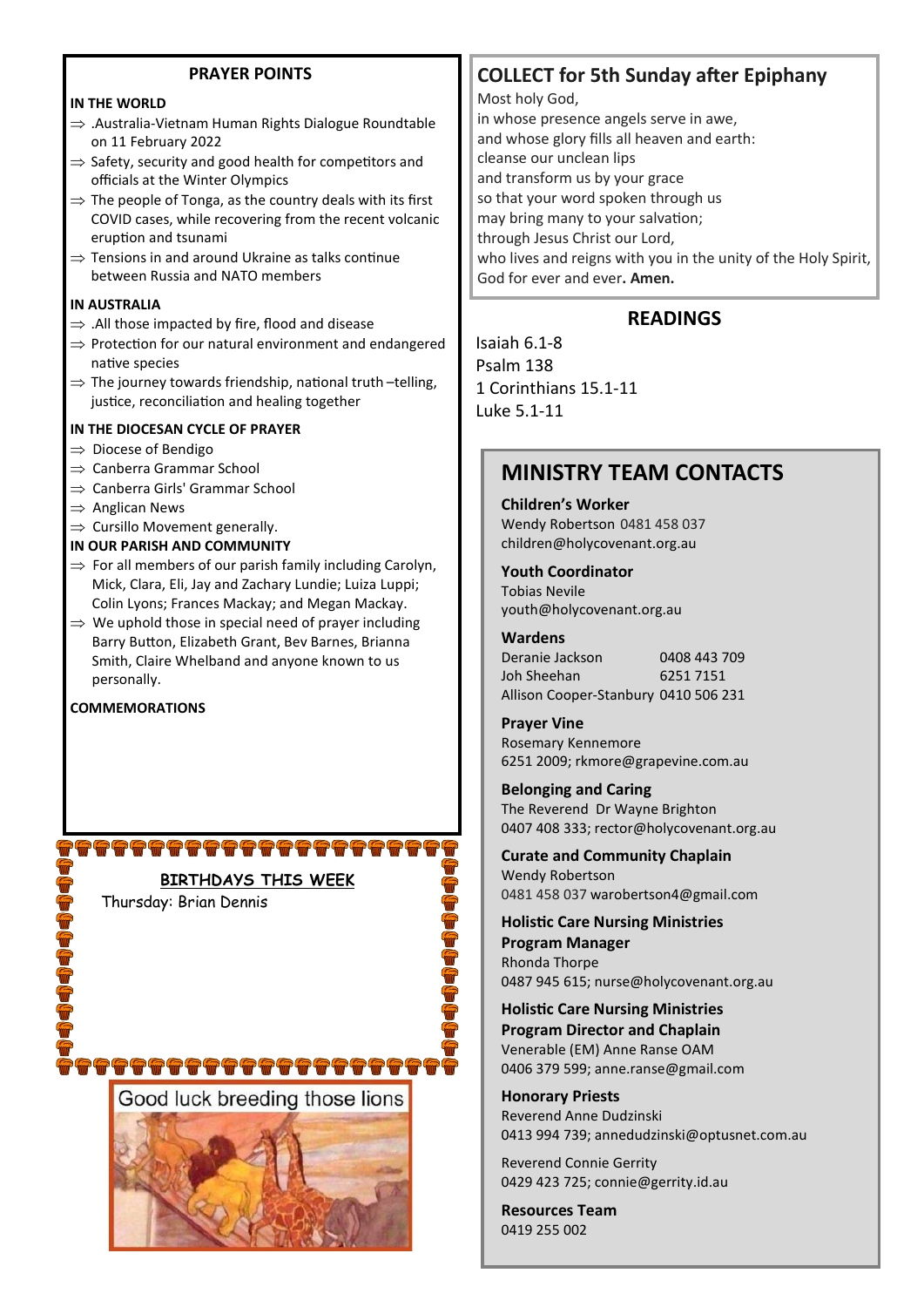## PRAYER POINTS

**IN THE WORLD**

- ⇒ .Australia-Vietnam Human Rights Dialogue Roundtable on 11 February 2022
- ⇒ Safety, security and good health for competitors and officials at the Winter Olympics
- ⇒ The people of Tonga, as the country deals with its first COVID cases, while recovering from the recent volcanic eruption and tsunami
- ⇒ Tensions in and around Ukraine as talks continue between Russia and NATO members

**IN AUSTRALIA**

- ⇒ .All those impacted by fire, flood and disease
- ⇒ Protection for our natural environment and endangered native species
- ⇒ The journey towards friendship, national truth –telling, justice, reconciliation and healing together

**IN THE DIOCESAN CYCLE OF PRAYER**

- ⇒ Diocese of Bendigo
- ⇒ Canberra Grammar School
- ⇒ Canberra Girls' Grammar School
- ⇒ Anglican News
- ⇒ Cursillo Movement generally.

**IN OUR PARISH AND COMMUNITY**

- ⇒ For all members of our parish family including Carolyn, Mick, Clara, Eli, Jay and Zachary Lundie; Luiza Luppi; Colin Lyons; Frances Mackay; and Megan Mackay.
- ⇒ We uphold those in special need of prayer including Barry Button, Elizabeth Grant, Bev Barnes, Brianna Smith, Claire Whelband and anyone known to us personally.

**COMMEMORATIONS**

### BIRTHDAYS THIS WEEK

Thursday: Brian Dennis

Good luck breeding those lions

## COLLECT for 5th Sunday after Epiphany

Most holy God,
in whose presence angels serve in awe,
and whose glory fills all heaven and earth:
cleanse our unclean lips
and transform us by your grace
so that your word spoken through us
may bring many to your salvation;
through Jesus Christ our Lord,
who lives and reigns with you in the unity of the Holy Spirit,
God for ever and ever**. Amen.**

## READINGS

Isaiah 6.1-8
Psalm 138
1 Corinthians 15.1-11
Luke 5.1-11

## MINISTRY TEAM CONTACTS

**Children's Worker**
Wendy Robertson 0481 458 037
children@holycovenant.org.au

**Youth Coordinator**
Tobias Nevile
youth@holycovenant.org.au

**Wardens**
Deranie Jackson 0408 443 709
Joh Sheehan 6251 7151
Allison Cooper-Stanbury 0410 506 231

**Prayer Vine**
Rosemary Kennemore
6251 2009; rkmore@grapevine.com.au

**Belonging and Caring**
The Reverend Dr Wayne Brighton
0407 408 333; rector@holycovenant.org.au

**Curate and Community Chaplain**
Wendy Robertson
0481 458 037 warobertson4@gmail.com

**Holistic Care Nursing Ministries Program Manager**
Rhonda Thorpe
0487 945 615; nurse@holycovenant.org.au

**Holistic Care Nursing Ministries Program Director and Chaplain**
Venerable (EM) Anne Ranse OAM
0406 379 599; anne.ranse@gmail.com

**Honorary Priests**
Reverend Anne Dudzinski
0413 994 739; annedudzinski@optusnet.com.au

Reverend Connie Gerrity
0429 423 725; connie@gerrity.id.au

**Resources Team**
0419 255 002